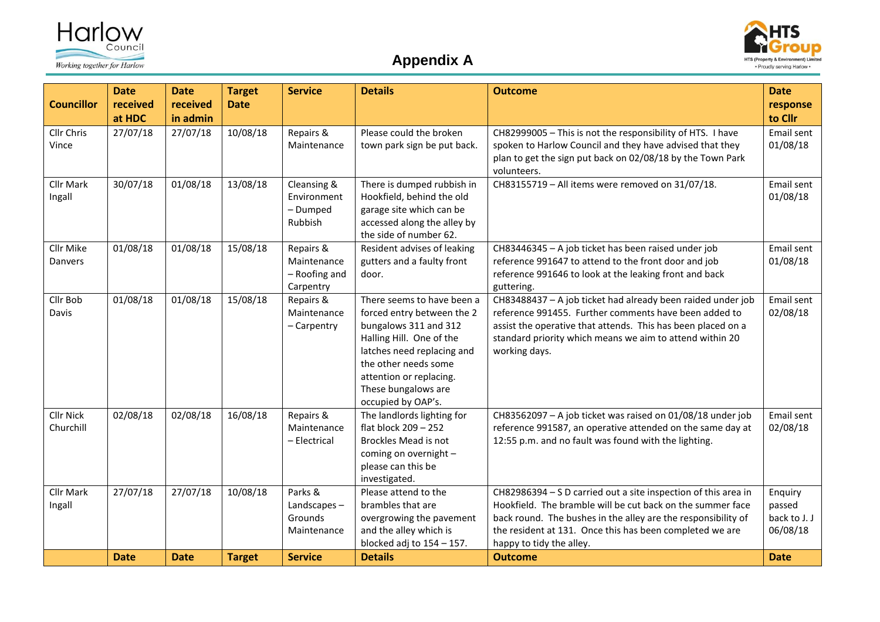# Appendix A

| Councillor | Date received at HDC | Date received in admin | Target Date | Service | Details | Outcome | Date response to Cllr |
|---|---|---|---|---|---|---|---|
| Cllr Chris Vince | 27/07/18 | 27/07/18 | 10/08/18 | Repairs & Maintenance | Please could the broken town park sign be put back. | CH82999005 – This is not the responsibility of HTS. I have spoken to Harlow Council and they have advised that they plan to get the sign put back on 02/08/18 by the Town Park volunteers. | Email sent 01/08/18 |
| Cllr Mark Ingall | 30/07/18 | 01/08/18 | 13/08/18 | Cleansing & Environment – Dumped Rubbish | There is dumped rubbish in Hookfield, behind the old garage site which can be accessed along the alley by the side of number 62. | CH83155719 – All items were removed on 31/07/18. | Email sent 01/08/18 |
| Cllr Mike Danvers | 01/08/18 | 01/08/18 | 15/08/18 | Repairs & Maintenance – Roofing and Carpentry | Resident advises of leaking gutters and a faulty front door. | CH83446345 – A job ticket has been raised under job reference 991647 to attend to the front door and job reference 991646 to look at the leaking front and back guttering. | Email sent 01/08/18 |
| Cllr Bob Davis | 01/08/18 | 01/08/18 | 15/08/18 | Repairs & Maintenance – Carpentry | There seems to have been a forced entry between the 2 bungalows 311 and 312 Halling Hill. One of the latches need replacing and the other needs some attention or replacing. These bungalows are occupied by OAP's. | CH83488437 – A job ticket had already been raided under job reference 991455. Further comments have been added to assist the operative that attends. This has been placed on a standard priority which means we aim to attend within 20 working days. | Email sent 02/08/18 |
| Cllr Nick Churchill | 02/08/18 | 02/08/18 | 16/08/18 | Repairs & Maintenance – Electrical | The landlords lighting for flat block 209 – 252 Brockles Mead is not coming on overnight – please can this be investigated. | CH83562097 – A job ticket was raised on 01/08/18 under job reference 991587, an operative attended on the same day at 12:55 p.m. and no fault was found with the lighting. | Email sent 02/08/18 |
| Cllr Mark Ingall | 27/07/18 | 27/07/18 | 10/08/18 | Parks & Landscapes – Grounds Maintenance | Please attend to the brambles that are overgrowing the pavement and the alley which is blocked adj to 154 – 157. | CH82986394 – S D carried out a site inspection of this area in Hookfield. The bramble will be cut back on the summer face back round. The bushes in the alley are the responsibility of the resident at 131. Once this has been completed we are happy to tidy the alley. | Enquiry passed back to J. J 06/08/18 |
| | Date | Date | Target | Service | Details | Outcome | Date |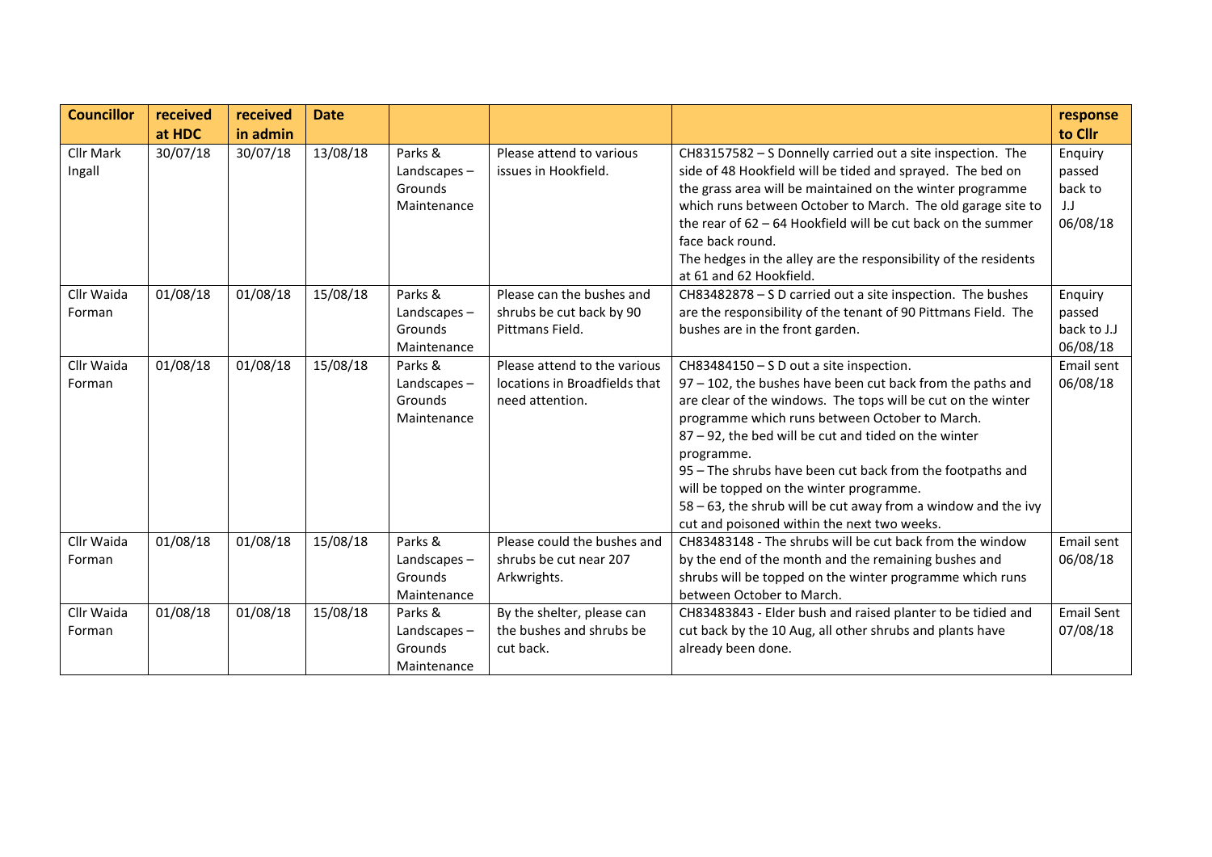| Councillor | received at HDC | received in admin | Date | | | | response to Cllr |
|---|---|---|---|---|---|---|---|
| Cllr Mark Ingall | 30/07/18 | 30/07/18 | 13/08/18 | Parks & Landscapes – Grounds Maintenance | Please attend to various issues in Hookfield. | CH83157582 – S Donnelly carried out a site inspection. The side of 48 Hookfield will be tided and sprayed. The bed on the grass area will be maintained on the winter programme which runs between October to March. The old garage site to the rear of 62 – 64 Hookfield will be cut back on the summer face back round.<br>The hedges in the alley are the responsibility of the residents at 61 and 62 Hookfield. | Enquiry passed back to J.J 06/08/18 |
| Cllr Waida Forman | 01/08/18 | 01/08/18 | 15/08/18 | Parks & Landscapes – Grounds Maintenance | Please can the bushes and shrubs be cut back by 90 Pittmans Field. | CH83482878 – S D carried out a site inspection. The bushes are the responsibility of the tenant of 90 Pittmans Field. The bushes are in the front garden. | Enquiry passed back to J.J 06/08/18 |
| Cllr Waida Forman | 01/08/18 | 01/08/18 | 15/08/18 | Parks & Landscapes – Grounds Maintenance | Please attend to the various locations in Broadfields that need attention. | CH83484150 – S D out a site inspection.<br>97 – 102, the bushes have been cut back from the paths and are clear of the windows. The tops will be cut on the winter programme which runs between October to March.<br>87 – 92, the bed will be cut and tided on the winter programme.<br>95 – The shrubs have been cut back from the footpaths and will be topped on the winter programme.<br>58 – 63, the shrub will be cut away from a window and the ivy cut and poisoned within the next two weeks. | Email sent 06/08/18 |
| Cllr Waida Forman | 01/08/18 | 01/08/18 | 15/08/18 | Parks & Landscapes – Grounds Maintenance | Please could the bushes and shrubs be cut near 207 Arkwrights. | CH83483148 - The shrubs will be cut back from the window by the end of the month and the remaining bushes and shrubs will be topped on the winter programme which runs between October to March. | Email sent 06/08/18 |
| Cllr Waida Forman | 01/08/18 | 01/08/18 | 15/08/18 | Parks & Landscapes – Grounds Maintenance | By the shelter, please can the bushes and shrubs be cut back. | CH83483843 - Elder bush and raised planter to be tidied and cut back by the 10 Aug, all other shrubs and plants have already been done. | Email Sent 07/08/18 |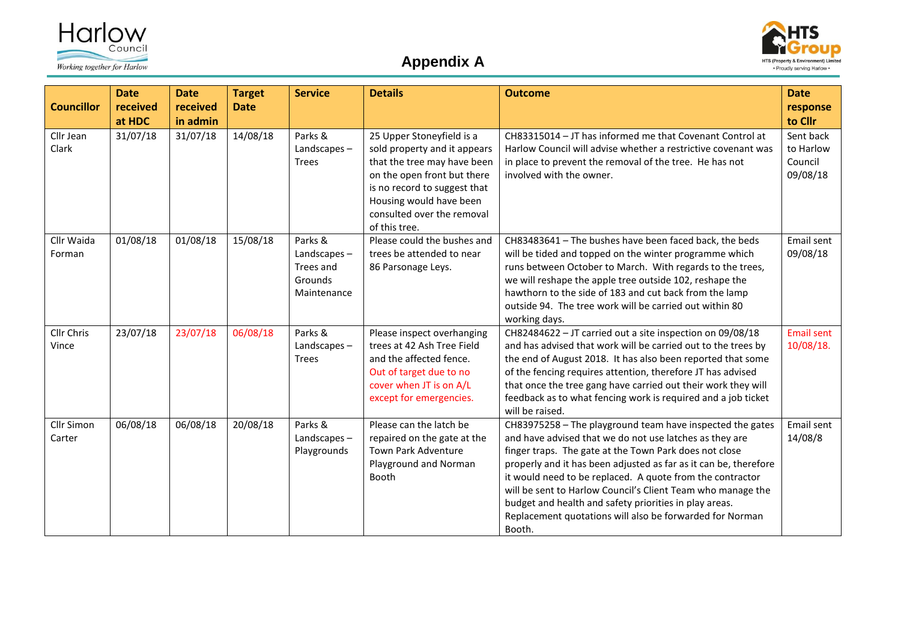## Appendix A

| Councillor | Date received at HDC | Date received in admin | Target Date | Service | Details | Outcome | Date response to Cllr |
|---|---|---|---|---|---|---|---|
| Cllr Jean Clark | 31/07/18 | 31/07/18 | 14/08/18 | Parks & Landscapes – Trees | 25 Upper Stoneyfield is a sold property and it appears that the tree may have been on the open front but there is no record to suggest that Housing would have been consulted over the removal of this tree. | CH83315014 – JT has informed me that Covenant Control at Harlow Council will advise whether a restrictive covenant was in place to prevent the removal of the tree. He has not involved with the owner. | Sent back to Harlow Council 09/08/18 |
| Cllr Waida Forman | 01/08/18 | 01/08/18 | 15/08/18 | Parks & Landscapes – Trees and Grounds Maintenance | Please could the bushes and trees be attended to near 86 Parsonage Leys. | CH83483641 – The bushes have been faced back, the beds will be tided and topped on the winter programme which runs between October to March. With regards to the trees, we will reshape the apple tree outside 102, reshape the hawthorn to the side of 183 and cut back from the lamp outside 94. The tree work will be carried out within 80 working days. | Email sent 09/08/18 |
| Cllr Chris Vince | 23/07/18 | 23/07/18 | 06/08/18 | Parks & Landscapes – Trees | Please inspect overhanging trees at 42 Ash Tree Field and the affected fence. Out of target due to no cover when JT is on A/L except for emergencies. | CH82484622 – JT carried out a site inspection on 09/08/18 and has advised that work will be carried out to the trees by the end of August 2018. It has also been reported that some of the fencing requires attention, therefore JT has advised that once the tree gang have carried out their work they will feedback as to what fencing work is required and a job ticket will be raised. | Email sent 10/08/18. |
| Cllr Simon Carter | 06/08/18 | 06/08/18 | 20/08/18 | Parks & Landscapes – Playgrounds | Please can the latch be repaired on the gate at the Town Park Adventure Playground and Norman Booth | CH83975258 – The playground team have inspected the gates and have advised that we do not use latches as they are finger traps. The gate at the Town Park does not close properly and it has been adjusted as far as it can be, therefore it would need to be replaced. A quote from the contractor will be sent to Harlow Council's Client Team who manage the budget and health and safety priorities in play areas. Replacement quotations will also be forwarded for Norman Booth. | Email sent 14/08/8 |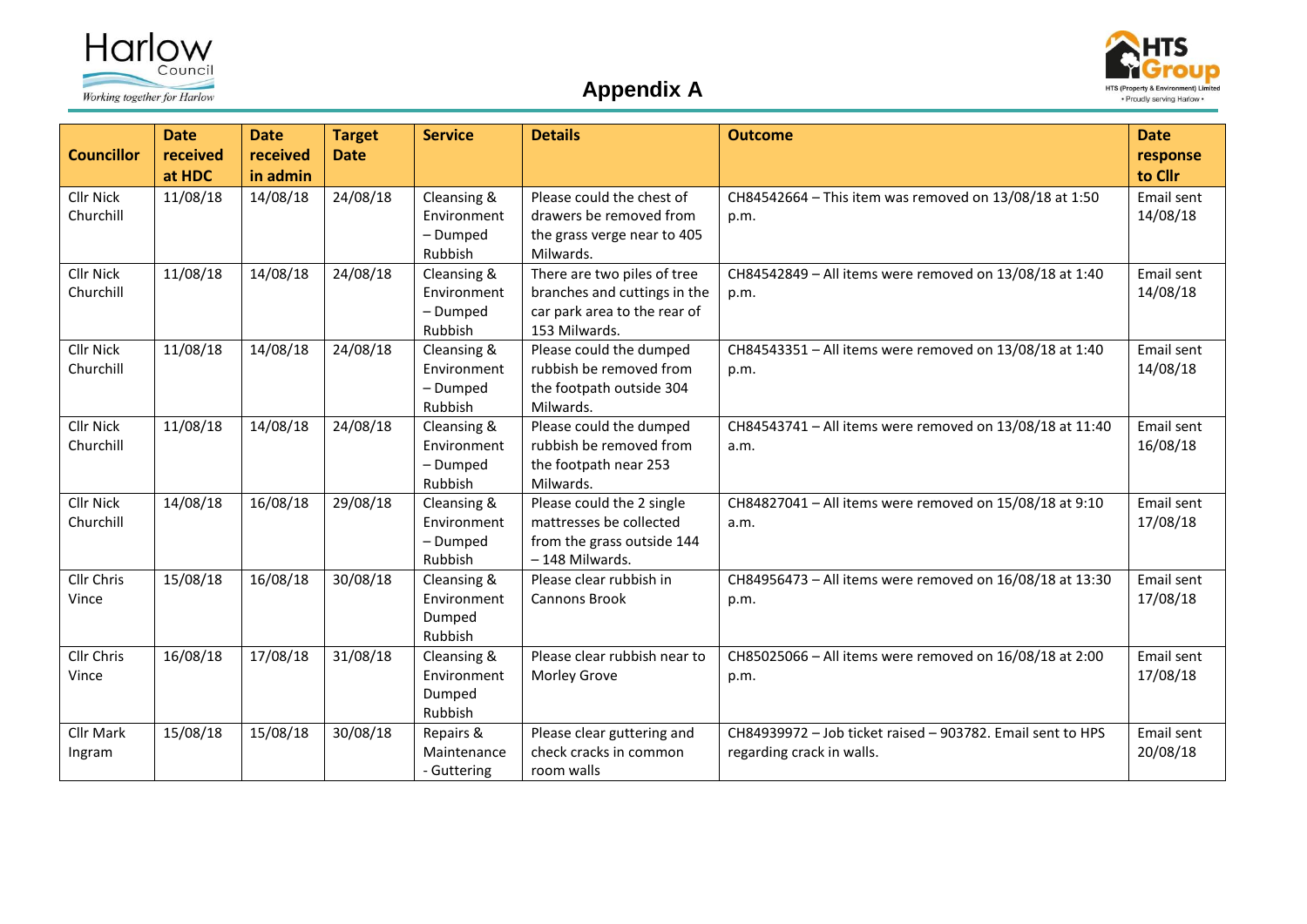# Appendix A

| Councillor | Date received at HDC | Date received in admin | Target Date | Service | Details | Outcome | Date response to Cllr |
|---|---|---|---|---|---|---|---|
| Cllr Nick Churchill | 11/08/18 | 14/08/18 | 24/08/18 | Cleansing & Environment – Dumped Rubbish | Please could the chest of drawers be removed from the grass verge near to 405 Milwards. | CH84542664 – This item was removed on 13/08/18 at 1:50 p.m. | Email sent 14/08/18 |
| Cllr Nick Churchill | 11/08/18 | 14/08/18 | 24/08/18 | Cleansing & Environment – Dumped Rubbish | There are two piles of tree branches and cuttings in the car park area to the rear of 153 Milwards. | CH84542849 – All items were removed on 13/08/18 at 1:40 p.m. | Email sent 14/08/18 |
| Cllr Nick Churchill | 11/08/18 | 14/08/18 | 24/08/18 | Cleansing & Environment – Dumped Rubbish | Please could the dumped rubbish be removed from the footpath outside 304 Milwards. | CH84543351 – All items were removed on 13/08/18 at 1:40 p.m. | Email sent 14/08/18 |
| Cllr Nick Churchill | 11/08/18 | 14/08/18 | 24/08/18 | Cleansing & Environment – Dumped Rubbish | Please could the dumped rubbish be removed from the footpath near 253 Milwards. | CH84543741 – All items were removed on 13/08/18 at 11:40 a.m. | Email sent 16/08/18 |
| Cllr Nick Churchill | 14/08/18 | 16/08/18 | 29/08/18 | Cleansing & Environment – Dumped Rubbish | Please could the 2 single mattresses be collected from the grass outside 144 – 148 Milwards. | CH84827041 – All items were removed on 15/08/18 at 9:10 a.m. | Email sent 17/08/18 |
| Cllr Chris Vince | 15/08/18 | 16/08/18 | 30/08/18 | Cleansing & Environment Dumped Rubbish | Please clear rubbish in Cannons Brook | CH84956473 – All items were removed on 16/08/18 at 13:30 p.m. | Email sent 17/08/18 |
| Cllr Chris Vince | 16/08/18 | 17/08/18 | 31/08/18 | Cleansing & Environment Dumped Rubbish | Please clear rubbish near to Morley Grove | CH85025066 – All items were removed on 16/08/18 at 2:00 p.m. | Email sent 17/08/18 |
| Cllr Mark Ingram | 15/08/18 | 15/08/18 | 30/08/18 | Repairs & Maintenance - Guttering | Please clear guttering and check cracks in common room walls | CH84939972 – Job ticket raised – 903782. Email sent to HPS regarding crack in walls. | Email sent 20/08/18 |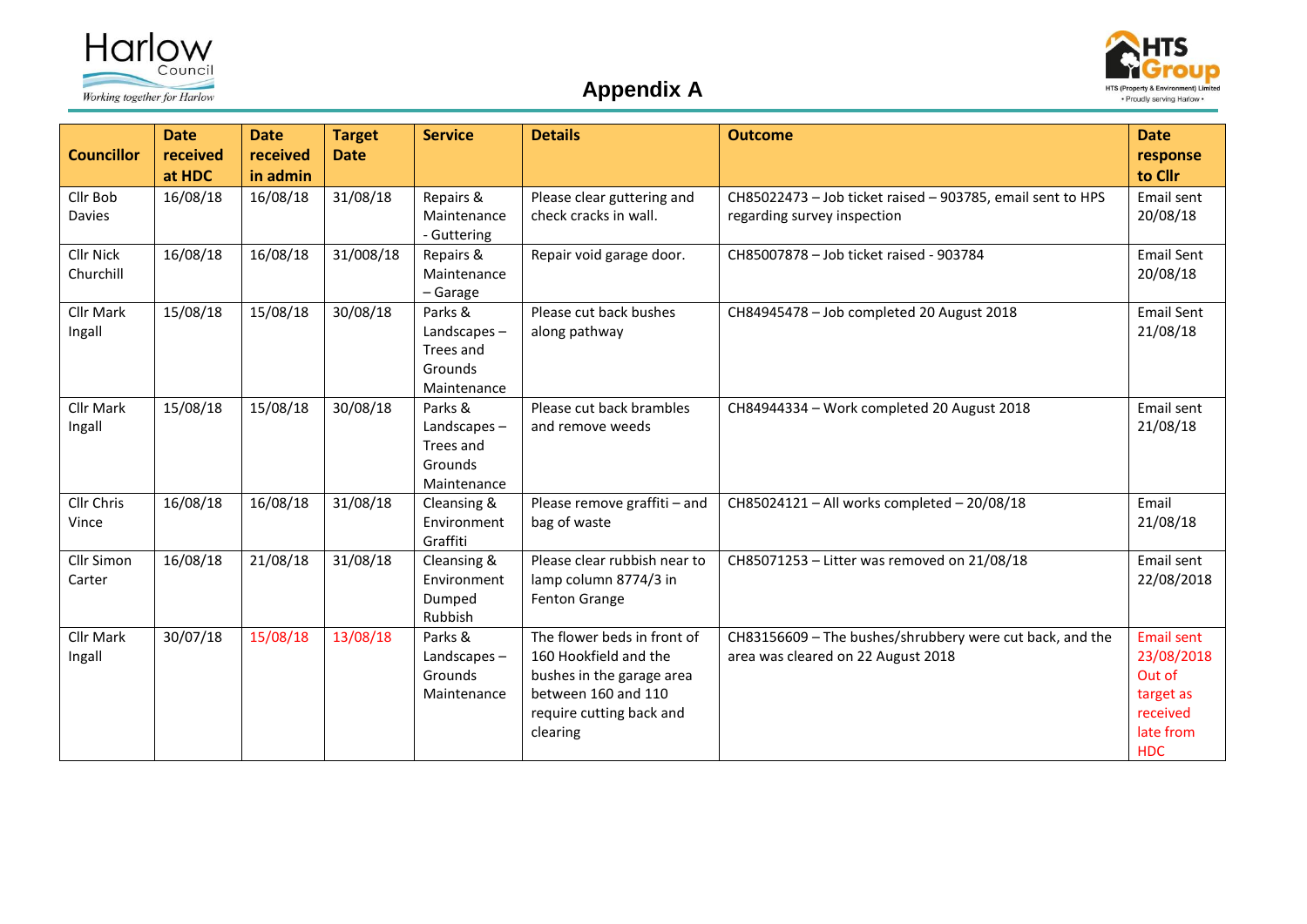# Appendix A

| Councillor | Date received at HDC | Date received in admin | Target Date | Service | Details | Outcome | Date response to Cllr |
|---|---|---|---|---|---|---|---|
| Cllr Bob Davies | 16/08/18 | 16/08/18 | 31/08/18 | Repairs & Maintenance - Guttering | Please clear guttering and check cracks in wall. | CH85022473 – Job ticket raised – 903785, email sent to HPS regarding survey inspection | Email sent 20/08/18 |
| Cllr Nick Churchill | 16/08/18 | 16/08/18 | 31/008/18 | Repairs & Maintenance – Garage | Repair void garage door. | CH85007878 – Job ticket raised - 903784 | Email Sent 20/08/18 |
| Cllr Mark Ingall | 15/08/18 | 15/08/18 | 30/08/18 | Parks & Landscapes – Trees and Grounds Maintenance | Please cut back bushes along pathway | CH84945478 – Job completed 20 August 2018 | Email Sent 21/08/18 |
| Cllr Mark Ingall | 15/08/18 | 15/08/18 | 30/08/18 | Parks & Landscapes – Trees and Grounds Maintenance | Please cut back brambles and remove weeds | CH84944334 – Work completed 20 August 2018 | Email sent 21/08/18 |
| Cllr Chris Vince | 16/08/18 | 16/08/18 | 31/08/18 | Cleansing & Environment Graffiti | Please remove graffiti – and bag of waste | CH85024121 – All works completed – 20/08/18 | Email 21/08/18 |
| Cllr Simon Carter | 16/08/18 | 21/08/18 | 31/08/18 | Cleansing & Environment Dumped Rubbish | Please clear rubbish near to lamp column 8774/3 in Fenton Grange | CH85071253 – Litter was removed on 21/08/18 | Email sent 22/08/2018 |
| Cllr Mark Ingall | 30/07/18 | 15/08/18 | 13/08/18 | Parks & Landscapes – Grounds Maintenance | The flower beds in front of 160 Hookfield and the bushes in the garage area between 160 and 110 require cutting back and clearing | CH83156609 – The bushes/shrubbery were cut back, and the area was cleared on 22 August 2018 | Email sent 23/08/2018 Out of target as received late from HDC |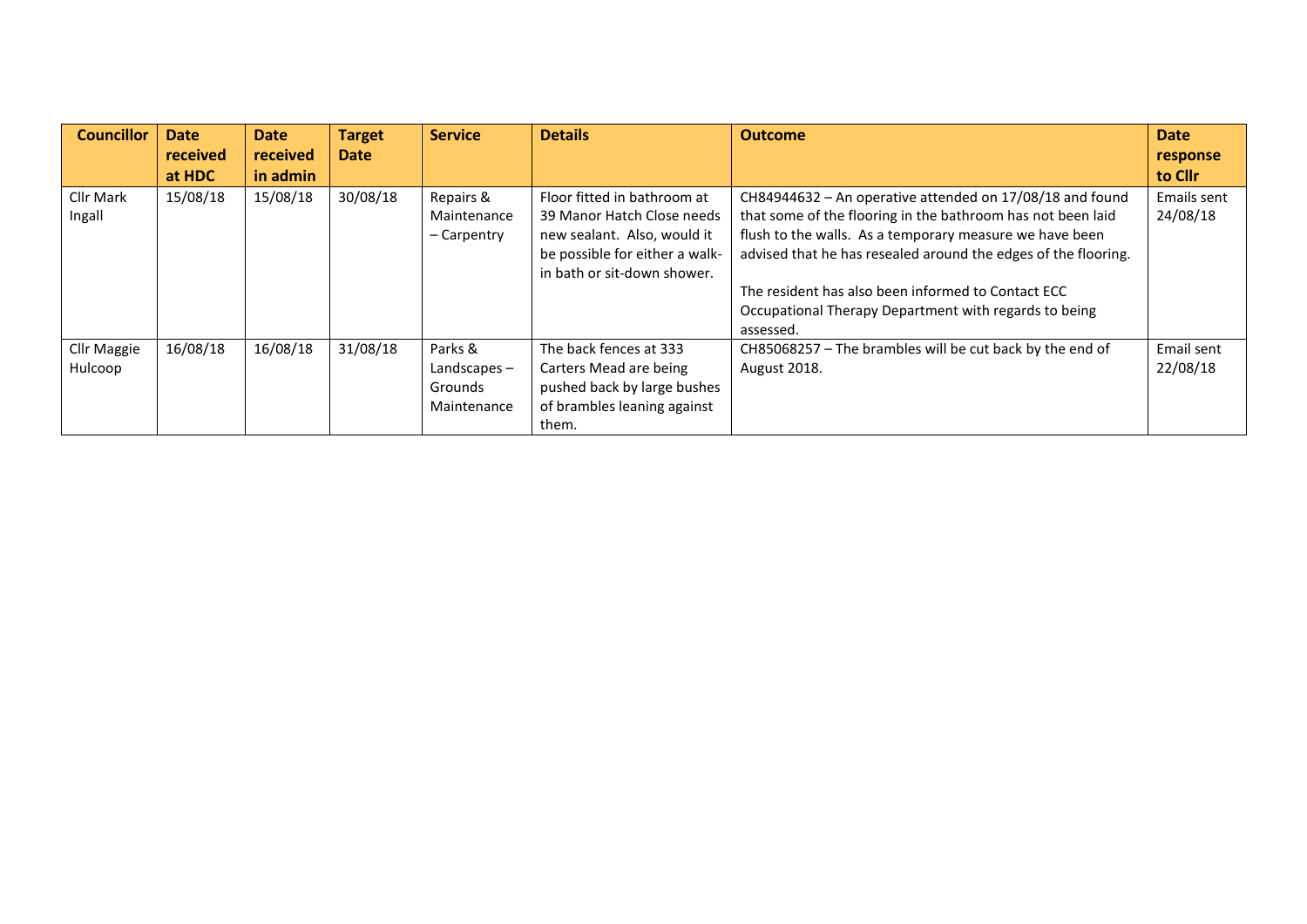| Councillor | Date received at HDC | Date received in admin | Target Date | Service | Details | Outcome | Date response to Cllr |
|---|---|---|---|---|---|---|---|
| Cllr Mark Ingall | 15/08/18 | 15/08/18 | 30/08/18 | Repairs & Maintenance – Carpentry | Floor fitted in bathroom at 39 Manor Hatch Close needs new sealant. Also, would it be possible for either a walk-in bath or sit-down shower. | CH84944632 – An operative attended on 17/08/18 and found that some of the flooring in the bathroom has not been laid flush to the walls. As a temporary measure we have been advised that he has resealed around the edges of the flooring.<br><br>The resident has also been informed to Contact ECC Occupational Therapy Department with regards to being assessed. | Emails sent 24/08/18 |
| Cllr Maggie Hulcoop | 16/08/18 | 16/08/18 | 31/08/18 | Parks & Landscapes – Grounds Maintenance | The back fences at 333 Carters Mead are being pushed back by large bushes of brambles leaning against them. | CH85068257 – The brambles will be cut back by the end of August 2018. | Email sent 22/08/18 |